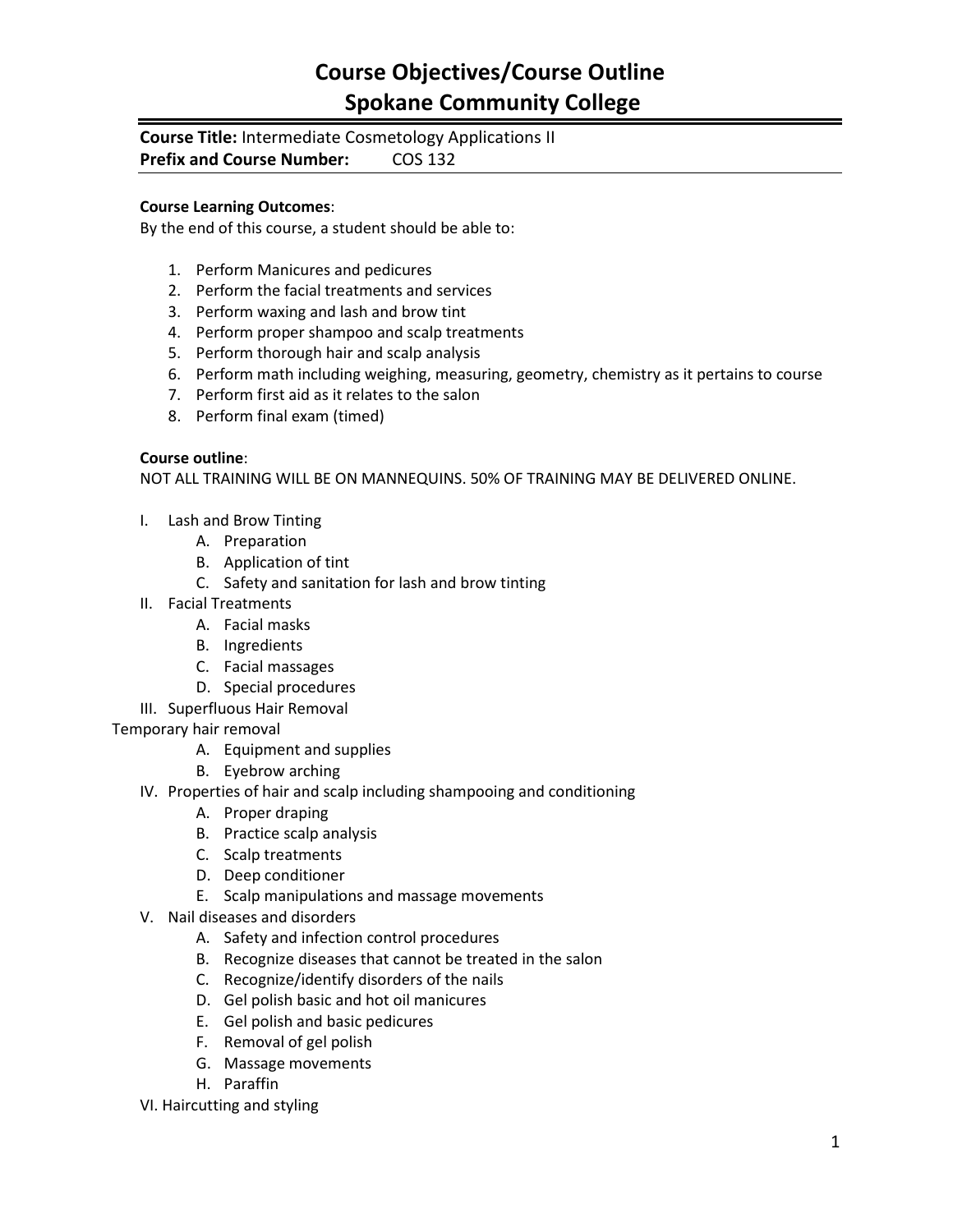# Course Objectives/Course Outline
# Spokane Community College

**Course Title:** Intermediate Cosmetology Applications II
**Prefix and Course Number:** COS 132

**Course Learning Outcomes**:
By the end of this course, a student should be able to:

1. Perform Manicures and pedicures
2. Perform the facial treatments and services
3. Perform waxing and lash and brow tint
4. Perform proper shampoo and scalp treatments
5. Perform thorough hair and scalp analysis
6. Perform math including weighing, measuring, geometry, chemistry as it pertains to course
7. Perform first aid as it relates to the salon
8. Perform final exam (timed)

**Course outline**:
NOT ALL TRAINING WILL BE ON MANNEQUINS. 50% OF TRAINING MAY BE DELIVERED ONLINE.

- I. Lash and Brow Tinting
  - A. Preparation
  - B. Application of tint
  - C. Safety and sanitation for lash and brow tinting
- II. Facial Treatments
  - A. Facial masks
  - B. Ingredients
  - C. Facial massages
  - D. Special procedures
- III. Superfluous Hair Removal

Temporary hair removal
  - A. Equipment and supplies
  - B. Eyebrow arching
- IV. Properties of hair and scalp including shampooing and conditioning
  - A. Proper draping
  - B. Practice scalp analysis
  - C. Scalp treatments
  - D. Deep conditioner
  - E. Scalp manipulations and massage movements
- V. Nail diseases and disorders
  - A. Safety and infection control procedures
  - B. Recognize diseases that cannot be treated in the salon
  - C. Recognize/identify disorders of the nails
  - D. Gel polish basic and hot oil manicures
  - E. Gel polish and basic pedicures
  - F. Removal of gel polish
  - G. Massage movements
  - H. Paraffin
- VI. Haircutting and styling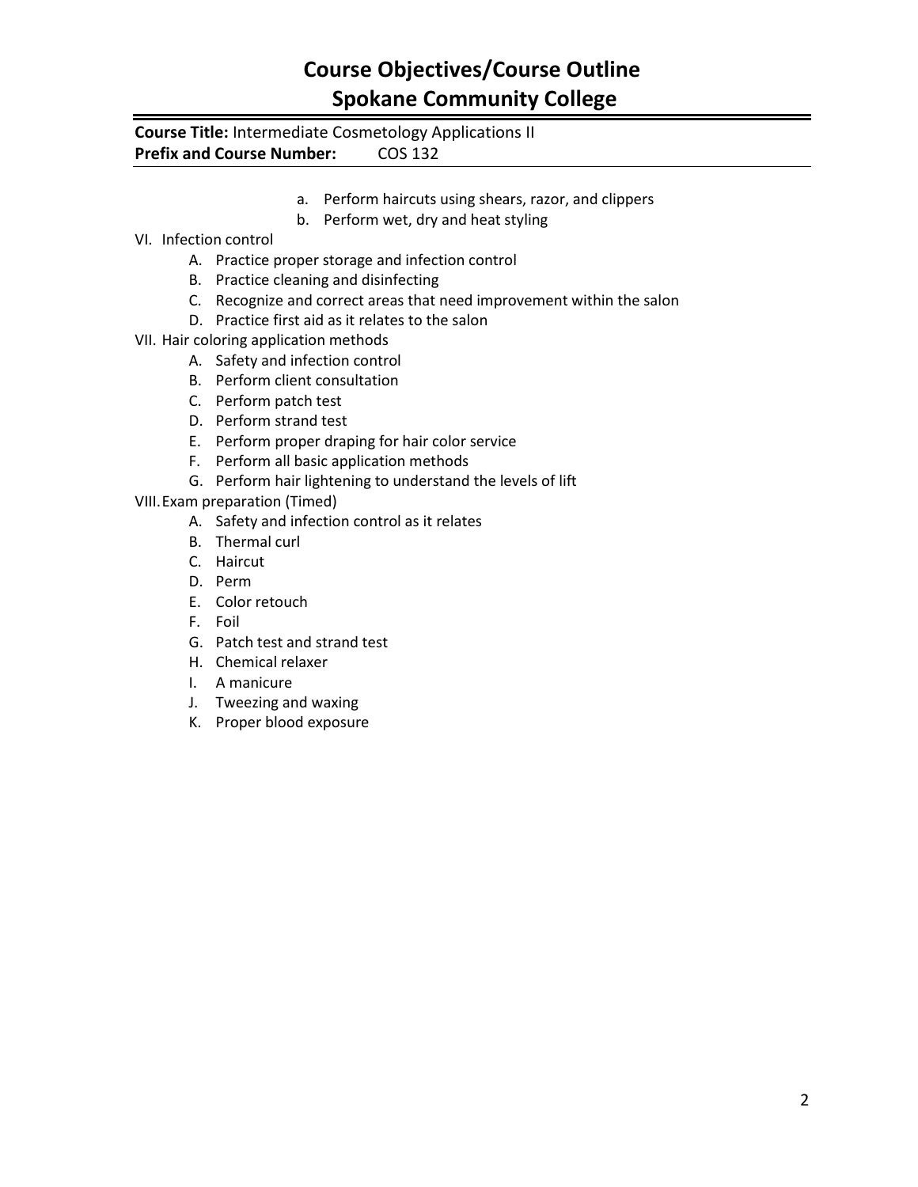# Course Objectives/Course Outline
# Spokane Community College

**Course Title:** Intermediate Cosmetology Applications II
**Prefix and Course Number:** COS 132

  a. Perform haircuts using shears, razor, and clippers
  b. Perform wet, dry and heat styling

VI. Infection control
  A. Practice proper storage and infection control
  B. Practice cleaning and disinfecting
  C. Recognize and correct areas that need improvement within the salon
  D. Practice first aid as it relates to the salon

VII. Hair coloring application methods
  A. Safety and infection control
  B. Perform client consultation
  C. Perform patch test
  D. Perform strand test
  E. Perform proper draping for hair color service
  F. Perform all basic application methods
  G. Perform hair lightening to understand the levels of lift

VIII. Exam preparation (Timed)
  A. Safety and infection control as it relates
  B. Thermal curl
  C. Haircut
  D. Perm
  E. Color retouch
  F. Foil
  G. Patch test and strand test
  H. Chemical relaxer
  I. A manicure
  J. Tweezing and waxing
  K. Proper blood exposure